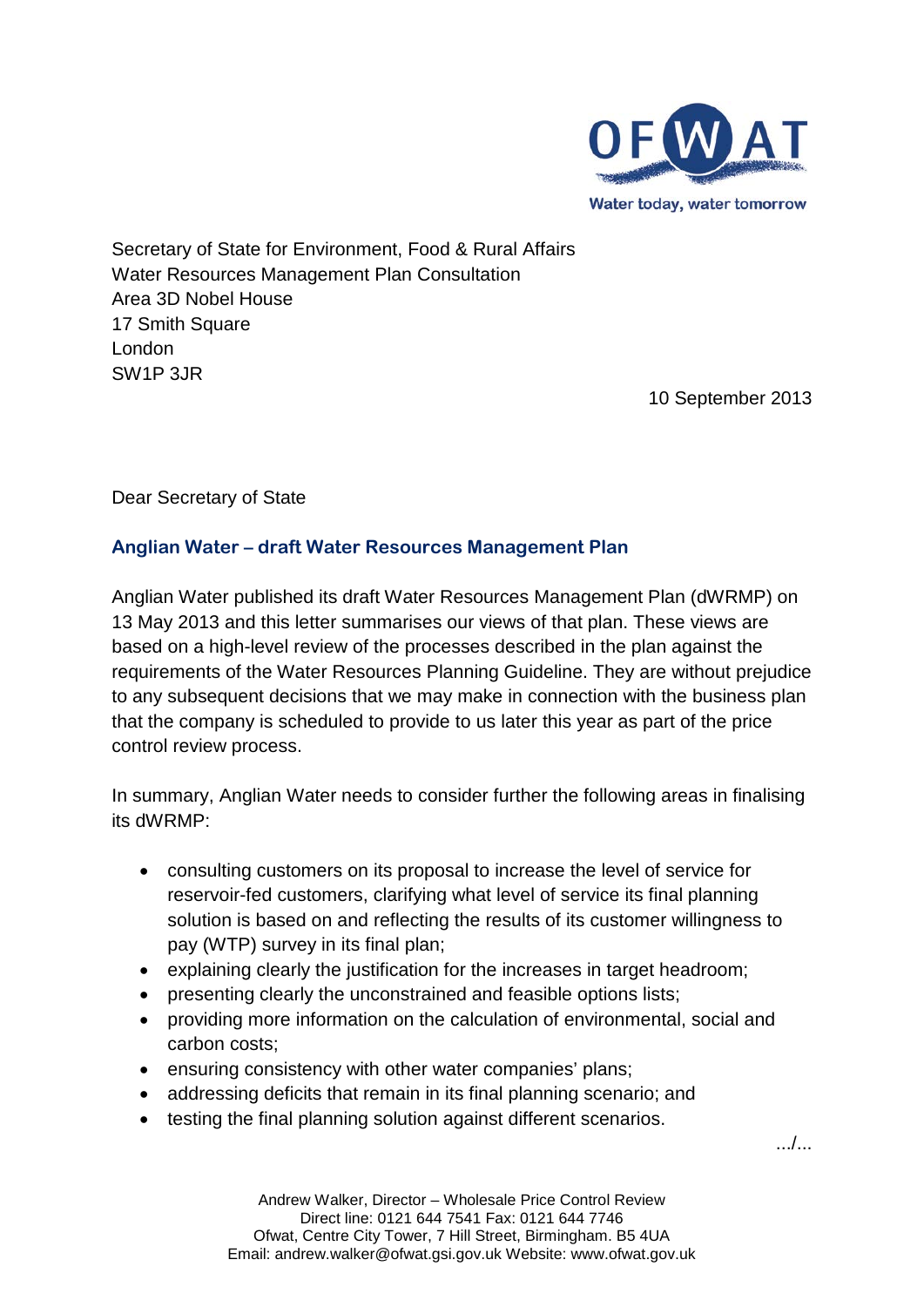Secretary of State for Environment, Food & Rural Affairs
Water Resources Management Plan Consultation
Area 3D Nobel House
17 Smith Square
London
SW1P 3JR

10 September 2013

Dear Secretary of State

## Anglian Water – draft Water Resources Management Plan

Anglian Water published its draft Water Resources Management Plan (dWRMP) on 13 May 2013 and this letter summarises our views of that plan. These views are based on a high-level review of the processes described in the plan against the requirements of the Water Resources Planning Guideline. They are without prejudice to any subsequent decisions that we may make in connection with the business plan that the company is scheduled to provide to us later this year as part of the price control review process.

In summary, Anglian Water needs to consider further the following areas in finalising its dWRMP:

- consulting customers on its proposal to increase the level of service for reservoir-fed customers, clarifying what level of service its final planning solution is based on and reflecting the results of its customer willingness to pay (WTP) survey in its final plan;
- explaining clearly the justification for the increases in target headroom;
- presenting clearly the unconstrained and feasible options lists;
- providing more information on the calculation of environmental, social and carbon costs;
- ensuring consistency with other water companies' plans;
- addressing deficits that remain in its final planning scenario; and
- testing the final planning solution against different scenarios.

.../...

Andrew Walker, Director – Wholesale Price Control Review
Direct line: 0121 644 7541 Fax: 0121 644 7746
Ofwat, Centre City Tower, 7 Hill Street, Birmingham. B5 4UA
Email: andrew.walker@ofwat.gsi.gov.uk Website: www.ofwat.gov.uk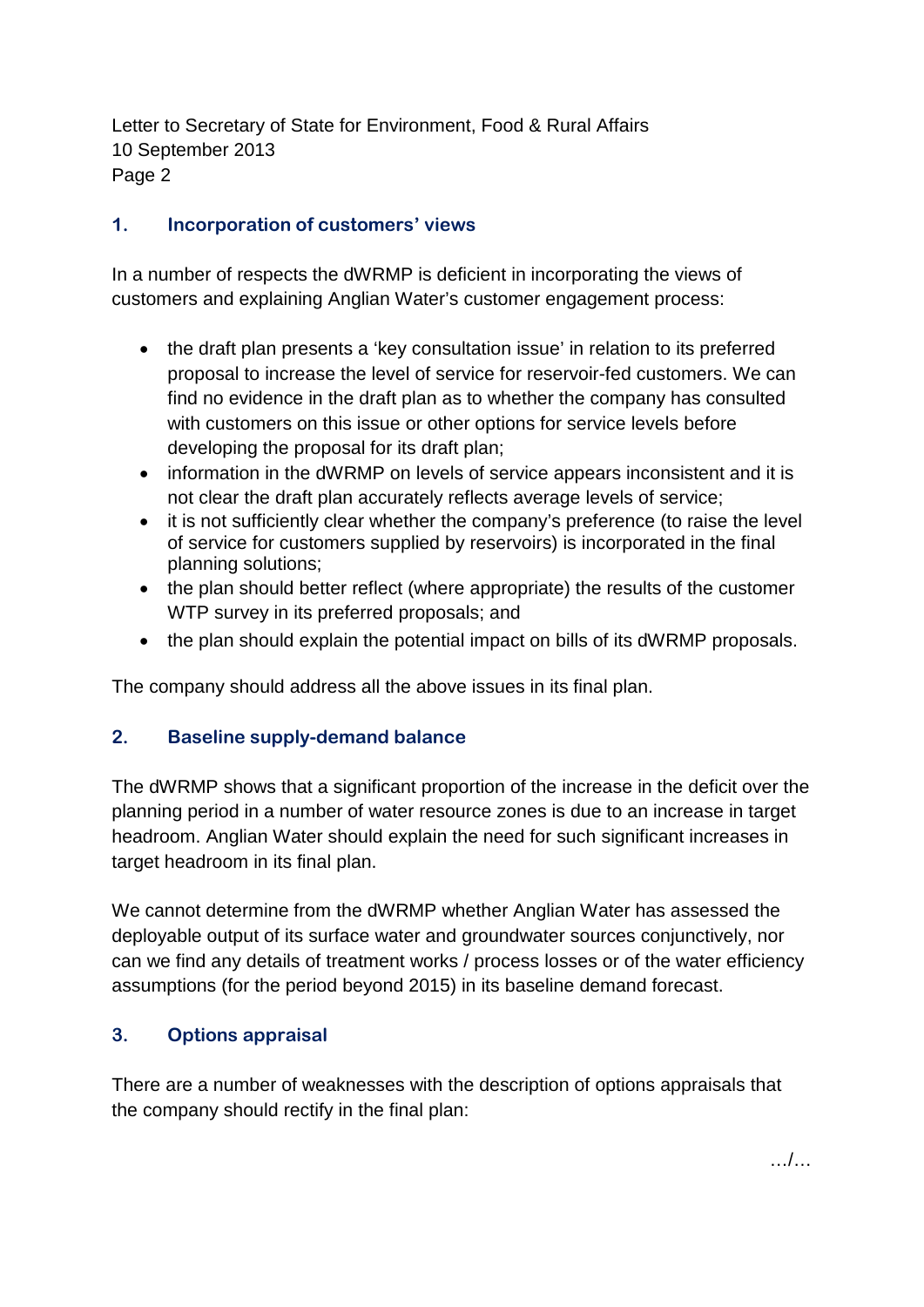## 1. Incorporation of customers' views

In a number of respects the dWRMP is deficient in incorporating the views of customers and explaining Anglian Water's customer engagement process:

- the draft plan presents a 'key consultation issue' in relation to its preferred proposal to increase the level of service for reservoir-fed customers. We can find no evidence in the draft plan as to whether the company has consulted with customers on this issue or other options for service levels before developing the proposal for its draft plan;
- information in the dWRMP on levels of service appears inconsistent and it is not clear the draft plan accurately reflects average levels of service;
- it is not sufficiently clear whether the company's preference (to raise the level of service for customers supplied by reservoirs) is incorporated in the final planning solutions;
- the plan should better reflect (where appropriate) the results of the customer WTP survey in its preferred proposals; and
- the plan should explain the potential impact on bills of its dWRMP proposals.

The company should address all the above issues in its final plan.

## 2. Baseline supply-demand balance

The dWRMP shows that a significant proportion of the increase in the deficit over the planning period in a number of water resource zones is due to an increase in target headroom. Anglian Water should explain the need for such significant increases in target headroom in its final plan.

We cannot determine from the dWRMP whether Anglian Water has assessed the deployable output of its surface water and groundwater sources conjunctively, nor can we find any details of treatment works / process losses or of the water efficiency assumptions (for the period beyond 2015) in its baseline demand forecast.

## 3. Options appraisal

There are a number of weaknesses with the description of options appraisals that the company should rectify in the final plan:

.../...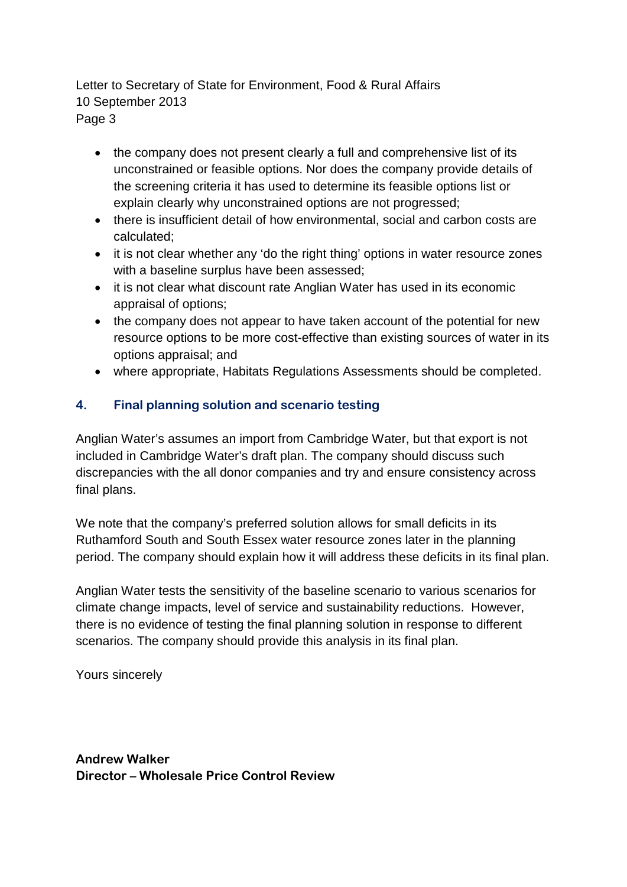- the company does not present clearly a full and comprehensive list of its unconstrained or feasible options. Nor does the company provide details of the screening criteria it has used to determine its feasible options list or explain clearly why unconstrained options are not progressed;
- there is insufficient detail of how environmental, social and carbon costs are calculated;
- it is not clear whether any 'do the right thing' options in water resource zones with a baseline surplus have been assessed;
- it is not clear what discount rate Anglian Water has used in its economic appraisal of options;
- the company does not appear to have taken account of the potential for new resource options to be more cost-effective than existing sources of water in its options appraisal; and
- where appropriate, Habitats Regulations Assessments should be completed.

## 4. Final planning solution and scenario testing

Anglian Water's assumes an import from Cambridge Water, but that export is not included in Cambridge Water's draft plan. The company should discuss such discrepancies with the all donor companies and try and ensure consistency across final plans.

We note that the company's preferred solution allows for small deficits in its Ruthamford South and South Essex water resource zones later in the planning period. The company should explain how it will address these deficits in its final plan.

Anglian Water tests the sensitivity of the baseline scenario to various scenarios for climate change impacts, level of service and sustainability reductions. However, there is no evidence of testing the final planning solution in response to different scenarios. The company should provide this analysis in its final plan.

Yours sincerely

**Andrew Walker**
**Director – Wholesale Price Control Review**